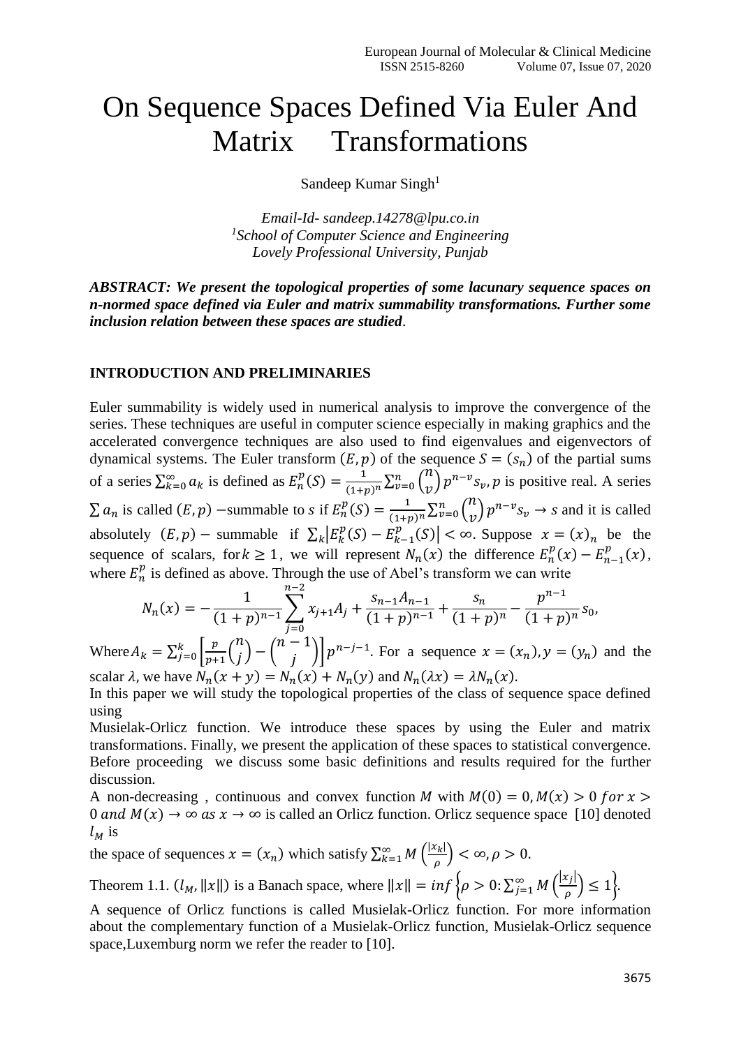# On Sequence Spaces Defined Via Euler And Matrix Transformations

Sandeep Kumar Singh[1]

*Email-Id- sandeep.14278@lpu.co.in*
*[1]School of Computer Science and Engineering*
*Lovely Professional University, Punjab*

***ABSTRACT: We present the topological properties of some lacunary sequence spaces on n-normed space defined via Euler and matrix summability transformations. Further some inclusion relation between these spaces are studied*.**

**INTRODUCTION AND PRELIMINARIES**

Euler summability is widely used in numerical analysis to improve the convergence of the series. These techniques are useful in computer science especially in making graphics and the accelerated convergence techniques are also used to find eigenvalues and eigenvectors of dynamical systems. The Euler transform $(E, p)$ of the sequence $S = (s_n)$ of the partial sums of a series $\sum_{k=0}^{\infty} a_k$ is defined as $E_n^p(S) = \frac{1}{(1+p)^n} \sum_{v=0}^{n} \binom{n}{v} p^{n-v} s_v$, $p$ is positive real. A series $\sum a_n$ is called $(E, p)$ −summable to $s$ if $E_n^p(S) = \frac{1}{(1+p)^n} \sum_{v=0}^{n} \binom{n}{v} p^{n-v} s_v \to s$ and it is called absolutely $(E, p)$ − summable if $\sum_k \left| E_k^p(S) - E_{k-1}^p(S) \right| < \infty$. Suppose $x = (x)_n$ be the sequence of scalars, for $k \geq 1$, we will represent $N_n(x)$ the difference $E_n^p(x) - E_{n-1}^p(x)$, where $E_n^p$ is defined as above. Through the use of Abel's transform we can write

$$N_n(x) = -\frac{1}{(1+p)^{n-1}} \sum_{j=0}^{n-2} x_{j+1} A_j + \frac{s_{n-1} A_{n-1}}{(1+p)^{n-1}} + \frac{s_n}{(1+p)^n} - \frac{p^{n-1}}{(1+p)^n} s_0,$$

Where $A_k = \sum_{j=0}^{k} \left[ \frac{p}{p+1} \binom{n}{j} - \binom{n-1}{j} \right] p^{n-j-1}$. For a sequence $x = (x_n), y = (y_n)$ and the scalar $\lambda$, we have $N_n(x + y) = N_n(x) + N_n(y)$ and $N_n(\lambda x) = \lambda N_n(x)$.

In this paper we will study the topological properties of the class of sequence space defined using

Musielak-Orlicz function. We introduce these spaces by using the Euler and matrix transformations. Finally, we present the application of these spaces to statistical convergence. Before proceeding we discuss some basic definitions and results required for the further discussion.

A non-decreasing , continuous and convex function $M$ with $M(0) = 0, M(x) > 0$ *for* $x > 0$ *and* $M(x) \to \infty$ *as* $x \to \infty$ is called an Orlicz function. Orlicz sequence space [10] denoted $l_M$ is

the space of sequences $x = (x_n)$ which satisfy $\sum_{k=1}^{\infty} M\left(\frac{|x_k|}{\rho}\right) < \infty, \rho > 0$.

Theorem 1.1. $(l_M, \|x\|)$ is a Banach space, where $\|x\| = \inf\left\{\rho > 0 : \sum_{j=1}^{\infty} M\left(\frac{|x_j|}{\rho}\right) \leq 1\right\}$.

A sequence of Orlicz functions is called Musielak-Orlicz function. For more information about the complementary function of a Musielak-Orlicz function, Musielak-Orlicz sequence space,Luxemburg norm we refer the reader to [10].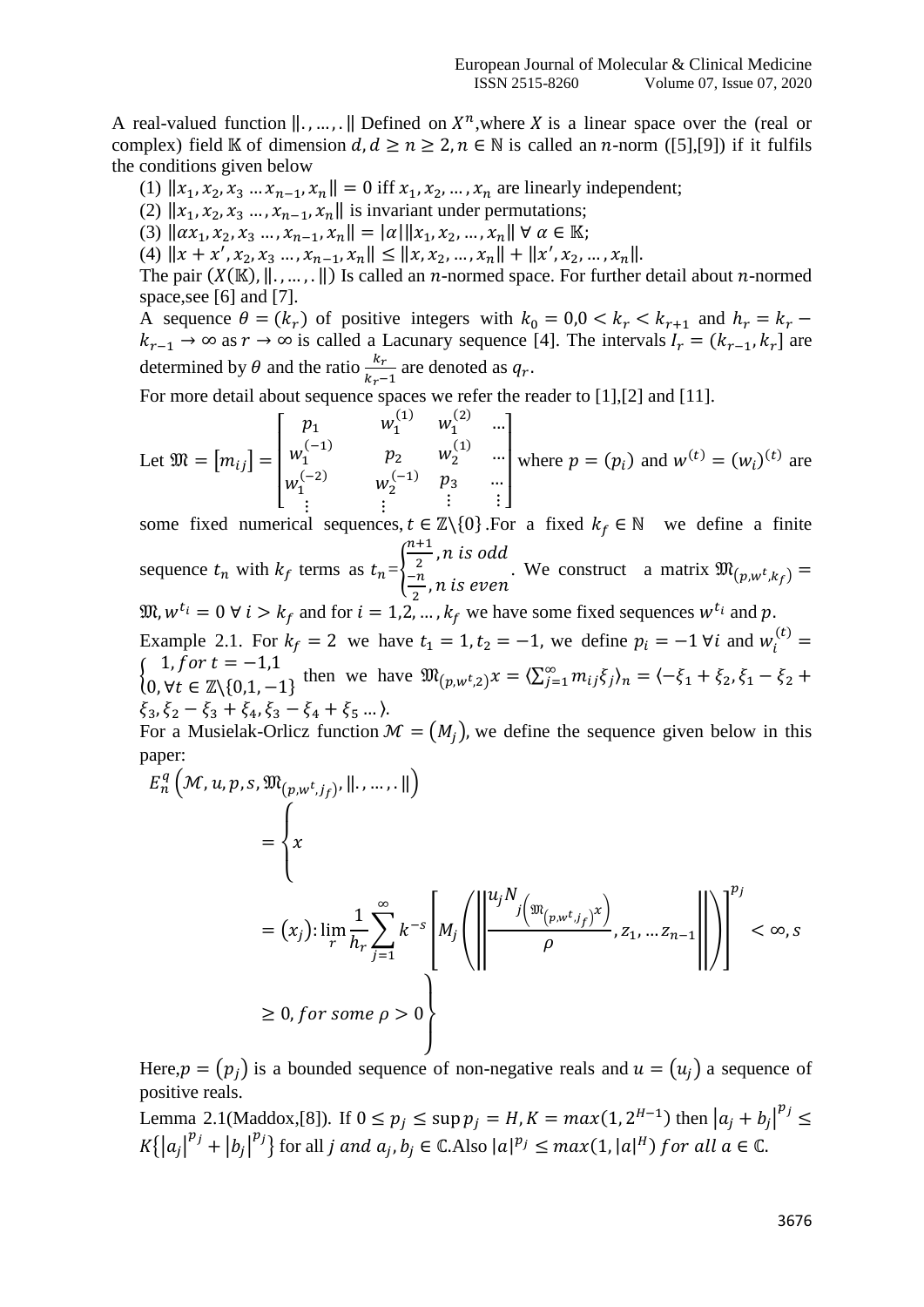A real-valued function $\|.,\ldots,.\|$ Defined on $X^n$,where $X$ is a linear space over the (real or complex) field $\mathbb{K}$ of dimension $d, d \geq n \geq 2, n \in \mathbb{N}$ is called an $n$-norm ([5],[9]) if it fulfils the conditions given below

(1) $\|x_1, x_2, x_3 \ldots x_{n-1}, x_n\| = 0$ iff $x_1, x_2, \ldots, x_n$ are linearly independent;

(2) $\|x_1, x_2, x_3 \ldots, x_{n-1}, x_n\|$ is invariant under permutations;

(3) $\|\alpha x_1, x_2, x_3 \ldots, x_{n-1}, x_n\| = |\alpha| \|x_1, x_2, \ldots, x_n\| \; \forall \; \alpha \in \mathbb{K}$;

(4) $\|x + x', x_2, x_3 \ldots, x_{n-1}, x_n\| \leq \|x, x_2, \ldots, x_n\| + \|x', x_2, \ldots, x_n\|$.

The pair $(X(\mathbb{K}), \|.,\ldots,.\|)$ Is called an $n$-normed space. For further detail about $n$-normed space,see [6] and [7].

A sequence $\theta = (k_r)$ of positive integers with $k_0 = 0, 0 < k_r < k_{r+1}$ and $h_r = k_r - k_{r-1} \to \infty$ as $r \to \infty$ is called a Lacunary sequence [4]. The intervals $I_r = (k_{r-1}, k_r]$ are determined by $\theta$ and the ratio $\frac{k_r}{k_{r-1}}$ are denoted as $q_r$.

For more detail about sequence spaces we refer the reader to [1],[2] and [11].

Let $\mathfrak{M} = [m_{ij}] = \begin{bmatrix} p_1 & w_1^{(1)} & w_1^{(2)} & \ldots \\ w_1^{(-1)} & p_2 & w_2^{(1)} & \ldots \\ w_1^{(-2)} & w_2^{(-1)} & p_3 & \ldots \\ \vdots & \vdots & \vdots & \vdots \end{bmatrix}$ where $p = (p_i)$ and $w^{(t)} = (w_i)^{(t)}$ are some fixed numerical sequences, $t \in \mathbb{Z} \setminus \{0\}$ .For a fixed $k_f \in \mathbb{N}$ we define a finite sequence $t_n$ with $k_f$ terms as $t_n = \begin{cases} \frac{n+1}{2}, n \text{ is odd} \\ \frac{-n}{2}, n \text{ is even} \end{cases}$. We construct a matrix $\mathfrak{M}_{(p,w^t,k_f)} = \mathfrak{M}, w^{t_i} = 0 \; \forall \; i > k_f$ and for $i = 1,2,\ldots,k_f$ we have some fixed sequences $w^{t_i}$ and $p$.

Example 2.1. For $k_f = 2$ we have $t_1 = 1, t_2 = -1$, we define $p_i = -1 \; \forall i$ and $w_i^{(t)} = \begin{cases} 1, for \; t = -1,1 \\ 0, \forall t \in \mathbb{Z} \setminus \{0,1,-1\} \end{cases}$ then we have $\mathfrak{M}_{(p,w^t,2)} x = \langle \sum_{j=1}^{\infty} m_{ij} \xi_j \rangle_n = \langle -\xi_1 + \xi_2, \xi_1 - \xi_2 + \xi_3, \xi_2 - \xi_3 + \xi_4, \xi_3 - \xi_4 + \xi_5 \ldots \rangle$.

For a Musielak-Orlicz function $\mathcal{M} = (M_j)$, we define the sequence given below in this paper:

$$E_n^q\left(\mathcal{M}, u, p, s, \mathfrak{M}_{(p,w^t,j_f)}, \|.,\ldots,.\|\right) = \left\{ x = (x_j) : \lim_r \frac{1}{h_r} \sum_{j=1}^{\infty} k^{-s} \left[ M_j \left( \left\| \frac{u_j N_{j\left(\mathfrak{M}_{(p,w^t,j_f)} x\right)}}{\rho}, z_1, \ldots z_{n-1} \right\| \right) \right]^{p_j} < \infty, s \geq 0, for \; some \; \rho > 0 \right\}$$

Here,$p = (p_j)$ is a bounded sequence of non-negative reals and $u = (u_j)$ a sequence of positive reals.

Lemma 2.1(Maddox,[8]). If $0 \leq p_j \leq \sup p_j = H, K = max(1, 2^{H-1})$ then $|a_j + b_j|^{p_j} \leq K\{|a_j|^{p_j} + |b_j|^{p_j}\}$ for all $j$ and $a_j, b_j \in \mathbb{C}$.Also $|a|^{p_j} \leq max(1, |a|^H)$ $for \; all \; a \in \mathbb{C}$.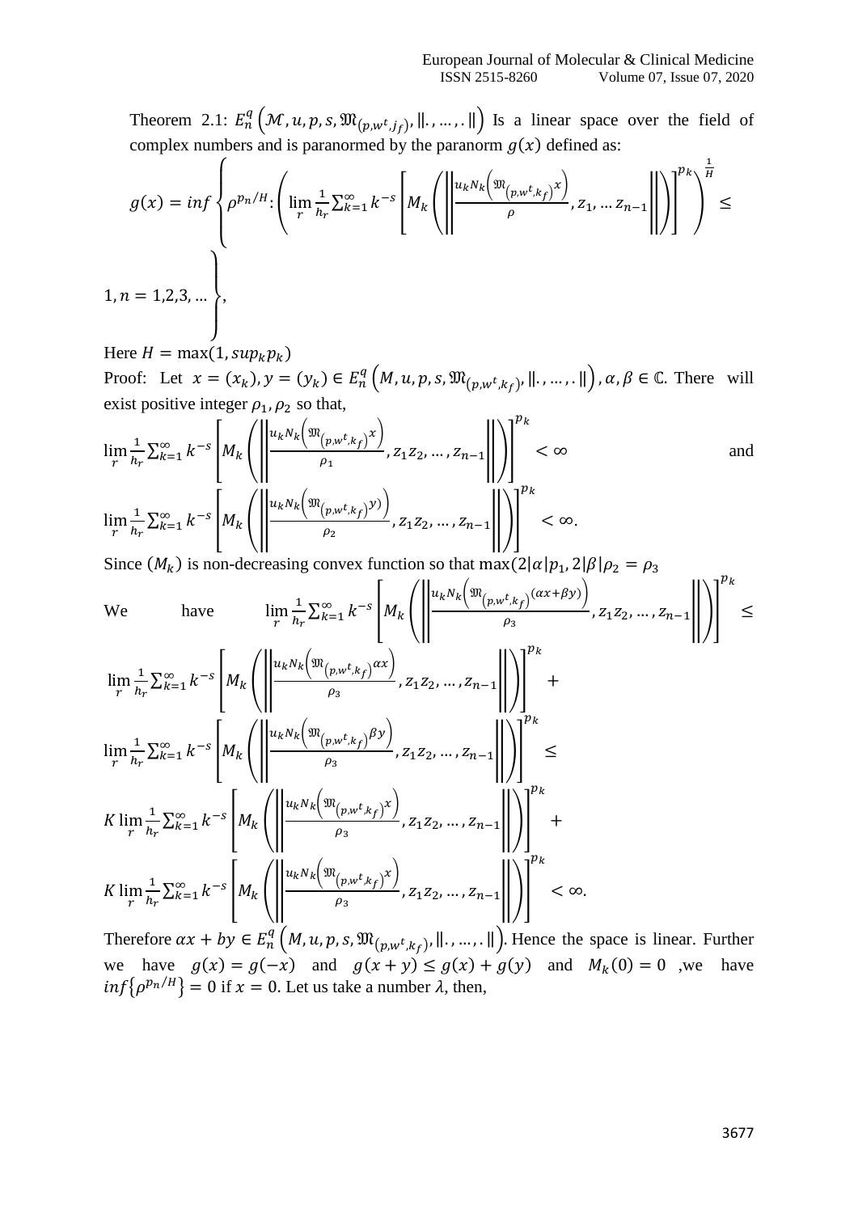Theorem 2.1: $E_n^q\left(\mathcal{M}, u, p, s, \mathfrak{M}_{(p,w^t,j_f)}, \|.,\ldots,.\|\right)$ Is a linear space over the field of complex numbers and is paranormed by the paranorm $g(x)$ defined as:

$$g(x) = inf\left\{\rho^{p_n/H}: \left(\lim_r \frac{1}{h_r}\sum_{k=1}^{\infty} k^{-s}\left[M_k\left(\left\|\frac{u_k N_k\left(\mathfrak{M}_{(p,w^t,k_f)}x\right)}{\rho}, z_1, \ldots z_{n-1}\right\|\right)\right]^{p_k}\right)^{\frac{1}{H}} \leq 1, n = 1,2,3,\ldots\right\},$$

Here $H = \max(1, sup_k p_k)$

Proof: Let $x = (x_k), y = (y_k) \in E_n^q\left(M, u, p, s, \mathfrak{M}_{(p,w^t,k_f)}, \|.,\ldots,.\|\right), \alpha, \beta \in \mathbb{C}$. There will exist positive integer $\rho_1, \rho_2$ so that,

$$\lim_r \frac{1}{h_r}\sum_{k=1}^{\infty} k^{-s}\left[M_k\left(\left\|\frac{u_k N_k\left(\mathfrak{M}_{(p,w^t,k_f)}x\right)}{\rho_1}, z_1 z_2, \ldots, z_{n-1}\right\|\right)\right]^{p_k} < \infty \quad \text{and}$$

$$\lim_r \frac{1}{h_r}\sum_{k=1}^{\infty} k^{-s}\left[M_k\left(\left\|\frac{u_k N_k\left(\mathfrak{M}_{(p,w^t,k_f)}y)\right)}{\rho_2}, z_1 z_2, \ldots, z_{n-1}\right\|\right)\right]^{p_k} < \infty.$$

Since $(M_k)$ is non-decreasing convex function so that $\max(2|\alpha|p_1, 2|\beta|\rho_2 = \rho_3$

We have

$$\lim_r \frac{1}{h_r}\sum_{k=1}^{\infty} k^{-s}\left[M_k\left(\left\|\frac{u_k N_k\left(\mathfrak{M}_{(p,w^t,k_f)}(\alpha x+\beta y)\right)}{\rho_3}, z_1 z_2, \ldots, z_{n-1}\right\|\right)\right]^{p_k} \leq$$

$$\lim_r \frac{1}{h_r}\sum_{k=1}^{\infty} k^{-s}\left[M_k\left(\left\|\frac{u_k N_k\left(\mathfrak{M}_{(p,w^t,k_f)}\alpha x\right)}{\rho_3}, z_1 z_2, \ldots, z_{n-1}\right\|\right)\right]^{p_k} +$$

$$\lim_r \frac{1}{h_r}\sum_{k=1}^{\infty} k^{-s}\left[M_k\left(\left\|\frac{u_k N_k\left(\mathfrak{M}_{(p,w^t,k_f)}\beta y\right)}{\rho_3}, z_1 z_2, \ldots, z_{n-1}\right\|\right)\right]^{p_k} \leq$$

$$K\lim_r \frac{1}{h_r}\sum_{k=1}^{\infty} k^{-s}\left[M_k\left(\left\|\frac{u_k N_k\left(\mathfrak{M}_{(p,w^t,k_f)}x\right)}{\rho_3}, z_1 z_2, \ldots, z_{n-1}\right\|\right)\right]^{p_k} +$$

$$K\lim_r \frac{1}{h_r}\sum_{k=1}^{\infty} k^{-s}\left[M_k\left(\left\|\frac{u_k N_k\left(\mathfrak{M}_{(p,w^t,k_f)}x\right)}{\rho_3}, z_1 z_2, \ldots, z_{n-1}\right\|\right)\right]^{p_k} < \infty.$$

Therefore $\alpha x + by \in E_n^q\left(M, u, p, s, \mathfrak{M}_{(p,w^t,k_f)}, \|.,\ldots,.\|\right)$. Hence the space is linear. Further we have $g(x) = g(-x)$ and $g(x+y) \leq g(x) + g(y)$ and $M_k(0) = 0$ ,we have $inf\{\rho^{p_n/H}\} = 0$ if $x = 0$. Let us take a number $\lambda$, then,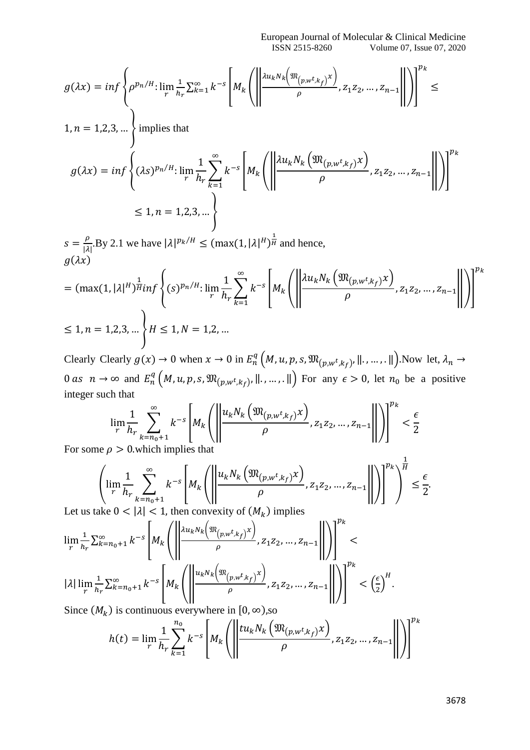$$g(\lambda x) = inf\left\{\rho^{p_n/H} : \lim_r \frac{1}{h_r}\sum_{k=1}^{\infty} k^{-s}\left[M_k\left(\left\|\frac{\lambda u_k N_k\left(\mathfrak{M}_{(p,w^t,k_f)}x\right)}{\rho}, z_1 z_2, \dots, z_{n-1}\right\|\right)\right]^{p_k} \leq 1, n = 1,2,3, \dots\right\}$$ implies that

$$g(\lambda x) = inf\left\{(\lambda s)^{p_n/H} : \lim_r \frac{1}{h_r}\sum_{k=1}^{\infty} k^{-s}\left[M_k\left(\left\|\frac{\lambda u_k N_k\left(\mathfrak{M}_{(p,w^t,k_f)}x\right)}{\rho}, z_1 z_2, \dots, z_{n-1}\right\|\right)\right]^{p_k} \leq 1, n = 1,2,3, \dots\right\}$$

$s = \frac{\rho}{|\lambda|}$.By 2.1 we have $|\lambda|^{p_k/H} \leq (\max(1, |\lambda|^H)^{\frac{1}{H}}$ and hence,

$$g(\lambda x) = (\max(1, |\lambda|^H)^{\frac{1}{H}} inf\left\{(s)^{p_n/H} : \lim_r \frac{1}{h_r}\sum_{k=1}^{\infty} k^{-s}\left[M_k\left(\left\|\frac{\lambda u_k N_k\left(\mathfrak{M}_{(p,w^t,k_f)}x\right)}{\rho}, z_1 z_2, \dots, z_{n-1}\right\|\right)\right]^{p_k} \leq 1, n = 1,2,3, \dots\right\} H \leq 1, N = 1,2, \dots$$

Clearly Clearly $g(x) \to 0$ when $x \to 0$ in $E_n^q\left(M, u, p, s, \mathfrak{M}_{(p,w^t,k_f)}, \|., \dots, .\|\right)$.Now let, $\lambda_n \to 0 \, as \;\; n \to \infty$ and $E_n^q\left(M, u, p, s, \mathfrak{M}_{(p,w^t,k_f)}, \|., \dots, .\|\right)$ For any $\epsilon > 0$, let $n_0$ be a positive integer such that

$$\lim_r \frac{1}{h_r}\sum_{k=n_0+1}^{\infty} k^{-s}\left[M_k\left(\left\|\frac{u_k N_k\left(\mathfrak{M}_{(p,w^t,k_f)}x\right)}{\rho}, z_1 z_2, \dots, z_{n-1}\right\|\right)\right]^{p_k} < \frac{\epsilon}{2}$$

For some $\rho > 0$.which implies that

$$\left(\lim_r \frac{1}{h_r}\sum_{k=n_0+1}^{\infty} k^{-s}\left[M_k\left(\left\|\frac{u_k N_k\left(\mathfrak{M}_{(p,w^t,k_f)}x\right)}{\rho}, z_1 z_2, \dots, z_{n-1}\right\|\right)\right]^{p_k}\right)^{\frac{1}{H}} \leq \frac{\epsilon}{2}.$$

Let us take $0 < |\lambda| < 1$, then convexity of $(M_k)$ implies

$$\lim_r \frac{1}{h_r}\sum_{k=n_0+1}^{\infty} k^{-s}\left[M_k\left(\left\|\frac{\lambda u_k N_k\left(\mathfrak{M}_{(p,w^t,k_f)}x\right)}{\rho}, z_1 z_2, \dots, z_{n-1}\right\|\right)\right]^{p_k} < |\lambda| \lim_r \frac{1}{h_r}\sum_{k=n_0+1}^{\infty} k^{-s}\left[M_k\left(\left\|\frac{u_k N_k\left(\mathfrak{M}_{(p,w^t,k_f)}x\right)}{\rho}, z_1 z_2, \dots, z_{n-1}\right\|\right)\right]^{p_k} < \left(\frac{\epsilon}{2}\right)^H.$$

Since $(M_k)$ is continuous everywhere in $[0, \infty)$,so

$$h(t) = \lim_r \frac{1}{h_r}\sum_{k=1}^{n_0} k^{-s}\left[M_k\left(\left\|\frac{t u_k N_k\left(\mathfrak{M}_{(p,w^t,k_f)}x\right)}{\rho}, z_1 z_2, \dots, z_{n-1}\right\|\right)\right]^{p_k}$$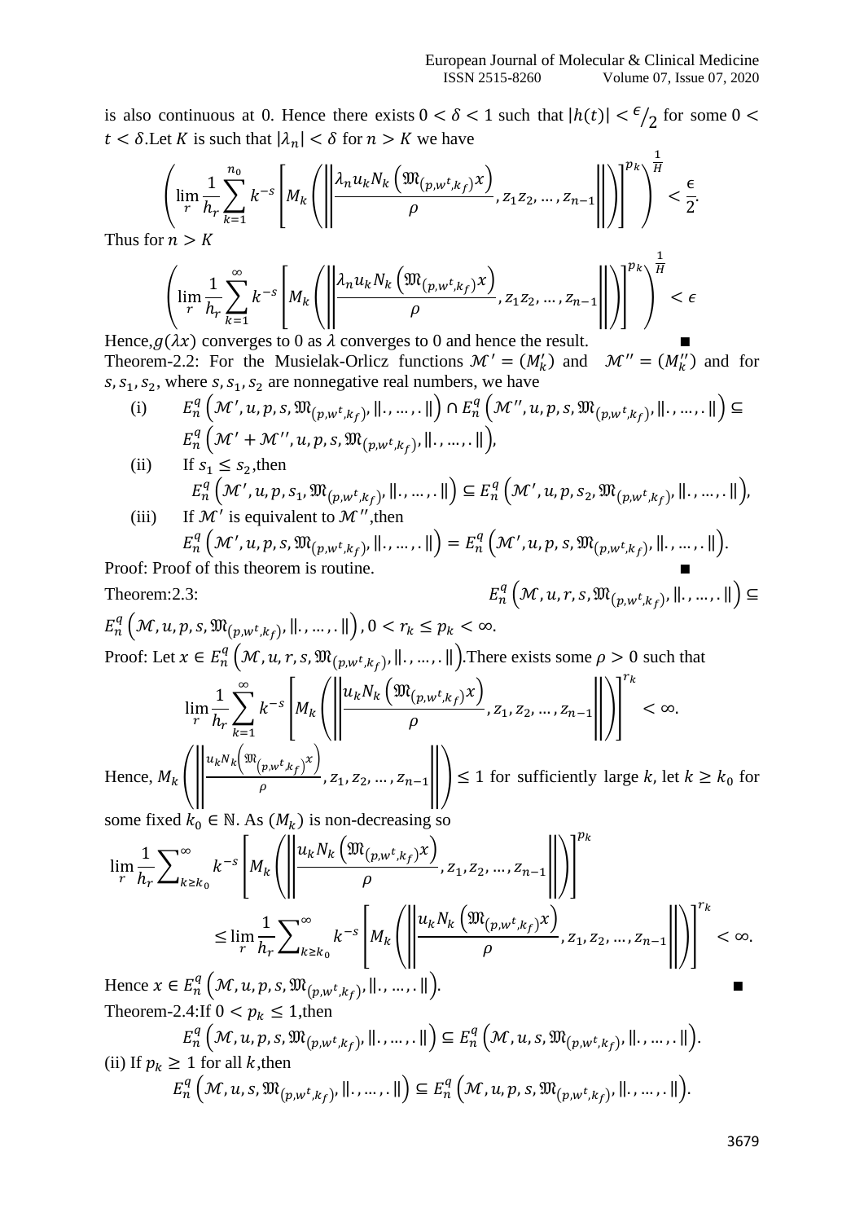is also continuous at 0. Hence there exists $0 < \delta < 1$ such that $|h(t)| < \epsilon/_2$ for some $0 < t < \delta$.Let $K$ is such that $|\lambda_n| < \delta$ for $n > K$ we have

$$\left(\lim_r \frac{1}{h_r}\sum_{k=1}^{n_0} k^{-s}\left[M_k\left(\left\|\frac{\lambda_n u_k N_k\left(\mathfrak{M}_{(p,w^t,k_f)}x\right)}{\rho}, z_1 z_2, \ldots, z_{n-1}\right\|\right)\right]^{p_k}\right)^{\frac{1}{H}} < \frac{\epsilon}{2}.$$

Thus for $n > K$

$$\left(\lim_r \frac{1}{h_r}\sum_{k=1}^{\infty} k^{-s}\left[M_k\left(\left\|\frac{\lambda_n u_k N_k\left(\mathfrak{M}_{(p,w^t,k_f)}x\right)}{\rho}, z_1 z_2, \ldots, z_{n-1}\right\|\right)\right]^{p_k}\right)^{\frac{1}{H}} < \epsilon$$

Hence, $g(\lambda x)$ converges to 0 as $\lambda$ converges to 0 and hence the result. ∎

Theorem-2.2: For the Musielak-Orlicz functions $\mathcal{M}' = (M_k')$ and $\mathcal{M}'' = (M_k'')$ and for $s, s_1, s_2$, where $s, s_1, s_2$ are nonnegative real numbers, we have

(i) $E_n^q\left(\mathcal{M}', u, p, s, \mathfrak{M}_{(p,w^t,k_f)}, \|., \ldots, .\|\right) \cap E_n^q\left(\mathcal{M}'', u, p, s, \mathfrak{M}_{(p,w^t,k_f)}, \|., \ldots, .\|\right) \subseteq E_n^q\left(\mathcal{M}' + \mathcal{M}'', u, p, s, \mathfrak{M}_{(p,w^t,k_f)}, \|., \ldots, .\|\right)$,

(ii) If $s_1 \le s_2$,then
$E_n^q\left(\mathcal{M}', u, p, s_1, \mathfrak{M}_{(p,w^t,k_f)}, \|., \ldots, .\|\right) \subseteq E_n^q\left(\mathcal{M}', u, p, s_2, \mathfrak{M}_{(p,w^t,k_f)}, \|., \ldots, .\|\right)$,

(iii) If $\mathcal{M}'$ is equivalent to $\mathcal{M}''$,then
$E_n^q\left(\mathcal{M}', u, p, s, \mathfrak{M}_{(p,w^t,k_f)}, \|., \ldots, .\|\right) = E_n^q\left(\mathcal{M}', u, p, s, \mathfrak{M}_{(p,w^t,k_f)}, \|., \ldots, .\|\right)$.

Proof: Proof of this theorem is routine. ∎

Theorem:2.3: $E_n^q\left(\mathcal{M}, u, r, s, \mathfrak{M}_{(p,w^t,k_f)}, \|., \ldots, .\|\right) \subseteq E_n^q\left(\mathcal{M}, u, p, s, \mathfrak{M}_{(p,w^t,k_f)}, \|., \ldots, .\|\right), 0 < r_k \le p_k < \infty$.

Proof: Let $x \in E_n^q\left(\mathcal{M}, u, r, s, \mathfrak{M}_{(p,w^t,k_f)}, \|., \ldots, .\|\right)$.There exists some $\rho > 0$ such that

$$\lim_r \frac{1}{h_r}\sum_{k=1}^{\infty} k^{-s}\left[M_k\left(\left\|\frac{u_k N_k\left(\mathfrak{M}_{(p,w^t,k_f)}x\right)}{\rho}, z_1, z_2, \ldots, z_{n-1}\right\|\right)\right]^{r_k} < \infty.$$

Hence, $M_k\left(\left\|\frac{u_k N_k\left(\mathfrak{M}_{(p,w^t,k_f)}x\right)}{\rho}, z_1, z_2, \ldots, z_{n-1}\right\|\right) \le 1$ for sufficiently large $k$, let $k \ge k_0$ for some fixed $k_0 \in \mathbb{N}$. As $(M_k)$ is non-decreasing so

$$\lim_r \frac{1}{h_r}\sum_{k\ge k_0}^{\infty} k^{-s}\left[M_k\left(\left\|\frac{u_k N_k\left(\mathfrak{M}_{(p,w^t,k_f)}x\right)}{\rho}, z_1, z_2, \ldots, z_{n-1}\right\|\right)\right]^{p_k}$$
$$\le \lim_r \frac{1}{h_r}\sum_{k\ge k_0}^{\infty} k^{-s}\left[M_k\left(\left\|\frac{u_k N_k\left(\mathfrak{M}_{(p,w^t,k_f)}x\right)}{\rho}, z_1, z_2, \ldots, z_{n-1}\right\|\right)\right]^{r_k} < \infty.$$

Hence $x \in E_n^q\left(\mathcal{M}, u, p, s, \mathfrak{M}_{(p,w^t,k_f)}, \|., \ldots, .\|\right)$. ∎

Theorem-2.4:If $0 < p_k \le 1$,then
$E_n^q\left(\mathcal{M}, u, p, s, \mathfrak{M}_{(p,w^t,k_f)}, \|., \ldots, .\|\right) \subseteq E_n^q\left(\mathcal{M}, u, s, \mathfrak{M}_{(p,w^t,k_f)}, \|., \ldots, .\|\right)$.

(ii) If $p_k \ge 1$ for all $k$,then
$E_n^q\left(\mathcal{M}, u, s, \mathfrak{M}_{(p,w^t,k_f)}, \|., \ldots, .\|\right) \subseteq E_n^q\left(\mathcal{M}, u, p, s, \mathfrak{M}_{(p,w^t,k_f)}, \|., \ldots, .\|\right)$.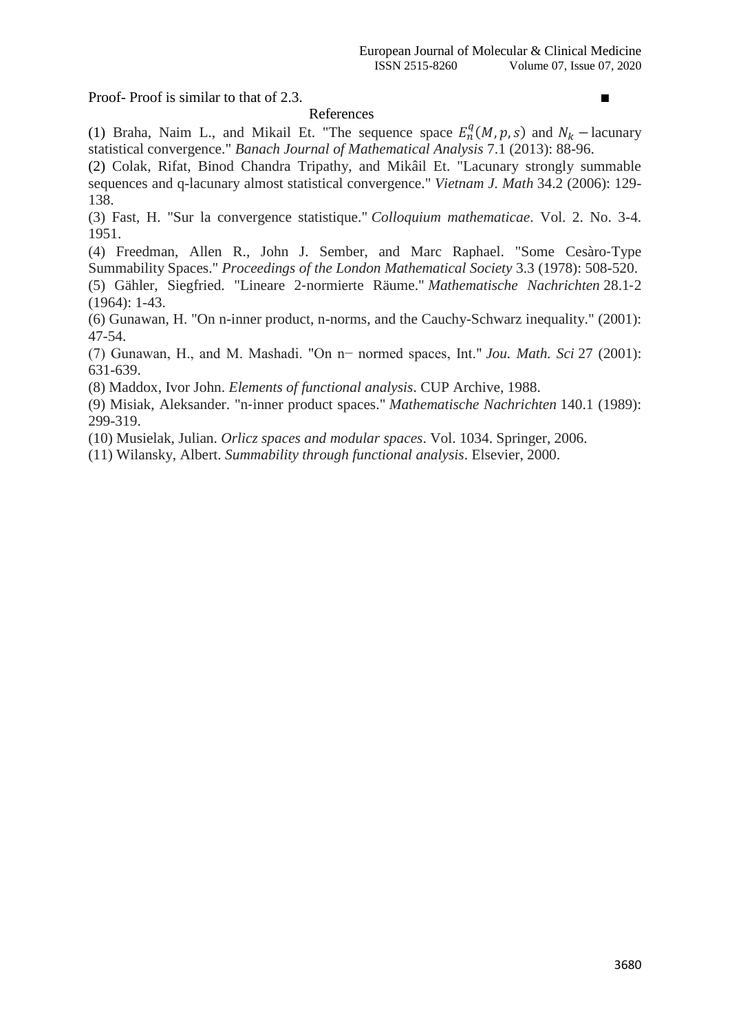Proof- Proof is similar to that of 2.3. ■

## References

(1) Braha, Naim L., and Mikail Et. "The sequence space $E_n^q(M, p, s)$ and $N_k$ −lacunary statistical convergence." *Banach Journal of Mathematical Analysis* 7.1 (2013): 88-96.

(2) Colak, Rifat, Binod Chandra Tripathy, and Mikâil Et. "Lacunary strongly summable sequences and q-lacunary almost statistical convergence." *Vietnam J. Math* 34.2 (2006): 129-138.

(3) Fast, H. "Sur la convergence statistique." *Colloquium mathematicae*. Vol. 2. No. 3-4. 1951.

(4) Freedman, Allen R., John J. Sember, and Marc Raphael. "Some Cesàro-Type Summability Spaces." *Proceedings of the London Mathematical Society* 3.3 (1978): 508-520.

(5) Gähler, Siegfried. "Lineare 2-normierte Räume." *Mathematische Nachrichten* 28.1-2 (1964): 1-43.

(6) Gunawan, H. "On n-inner product, n-norms, and the Cauchy-Schwarz inequality." (2001): 47-54.

(7) Gunawan, H., and M. Mashadi. "On n− normed spaces, Int." *Jou. Math. Sci* 27 (2001): 631-639.

(8) Maddox, Ivor John. *Elements of functional analysis*. CUP Archive, 1988.

(9) Misiak, Aleksander. "n-inner product spaces." *Mathematische Nachrichten* 140.1 (1989): 299-319.

(10) Musielak, Julian. *Orlicz spaces and modular spaces*. Vol. 1034. Springer, 2006.

(11) Wilansky, Albert. *Summability through functional analysis*. Elsevier, 2000.